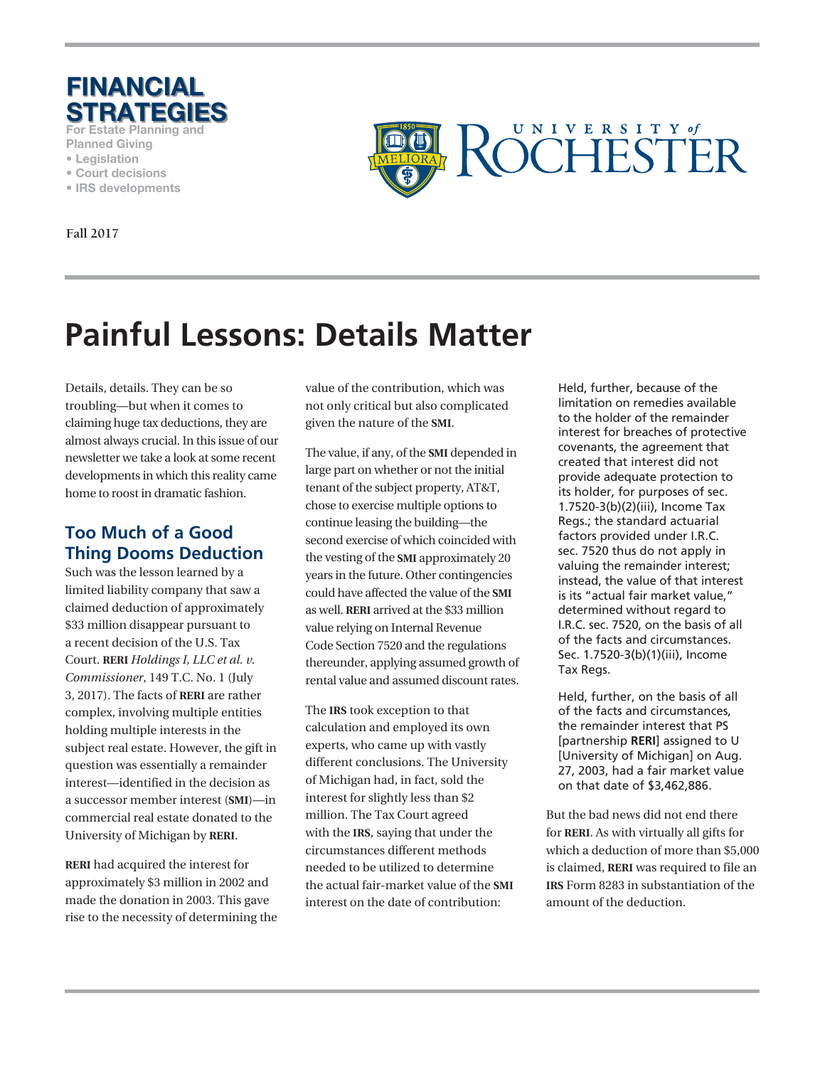# FINANCIAL STRATEGIES

For Estate Planning and Planned Giving

- Legislation
- Court decisions
- IRS developments

Fall 2017

# Painful Lessons: Details Matter

Details, details. They can be so troubling—but when it comes to claiming huge tax deductions, they are almost always crucial. In this issue of our newsletter we take a look at some recent developments in which this reality came home to roost in dramatic fashion.

## Too Much of a Good Thing Dooms Deduction

Such was the lesson learned by a limited liability company that saw a claimed deduction of approximately $33 million disappear pursuant to a recent decision of the U.S. Tax Court. **RERI** *Holdings I, LLC et al. v. Commissioner*, 149 T.C. No. 1 (July 3, 2017). The facts of **RERI** are rather complex, involving multiple entities holding multiple interests in the subject real estate. However, the gift in question was essentially a remainder interest—identified in the decision as a successor member interest (**SMI**)—in commercial real estate donated to the University of Michigan by **RERI**.

**RERI** had acquired the interest for approximately $3 million in 2002 and made the donation in 2003. This gave rise to the necessity of determining the value of the contribution, which was not only critical but also complicated given the nature of the **SMI**.

The value, if any, of the **SMI** depended in large part on whether or not the initial tenant of the subject property, AT&T, chose to exercise multiple options to continue leasing the building—the second exercise of which coincided with the vesting of the **SMI** approximately 20 years in the future. Other contingencies could have affected the value of the **SMI** as well. **RERI** arrived at the $33 million value relying on Internal Revenue Code Section 7520 and the regulations thereunder, applying assumed growth of rental value and assumed discount rates.

The **IRS** took exception to that calculation and employed its own experts, who came up with vastly different conclusions. The University of Michigan had, in fact, sold the interest for slightly less than $2 million. The Tax Court agreed with the **IRS**, saying that under the circumstances different methods needed to be utilized to determine the actual fair-market value of the **SMI** interest on the date of contribution:

> Held, further, because of the limitation on remedies available to the holder of the remainder interest for breaches of protective covenants, the agreement that created that interest did not provide adequate protection to its holder, for purposes of sec. 1.7520-3(b)(2)(iii), Income Tax Regs.; the standard actuarial factors provided under I.R.C. sec. 7520 thus do not apply in valuing the remainder interest; instead, the value of that interest is its "actual fair market value," determined without regard to I.R.C. sec. 7520, on the basis of all of the facts and circumstances. Sec. 1.7520-3(b)(1)(iii), Income Tax Regs.
>
> Held, further, on the basis of all of the facts and circumstances, the remainder interest that PS [partnership **RERI**] assigned to U [University of Michigan] on Aug. 27, 2003, had a fair market value on that date of $3,462,886.

But the bad news did not end there for **RERI**. As with virtually all gifts for which a deduction of more than $5,000 is claimed, **RERI** was required to file an **IRS** Form 8283 in substantiation of the amount of the deduction.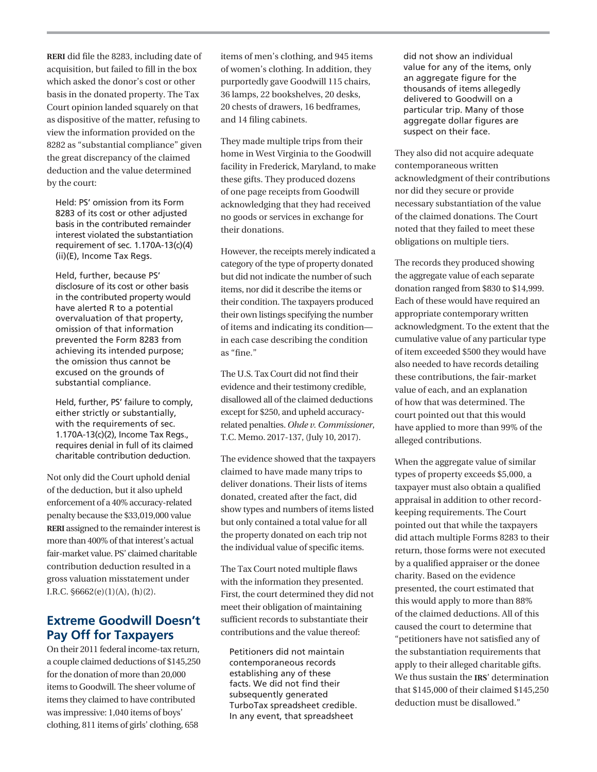**RERI** did file the 8283, including date of acquisition, but failed to fill in the box which asked the donor's cost or other basis in the donated property. The Tax Court opinion landed squarely on that as dispositive of the matter, refusing to view the information provided on the 8282 as "substantial compliance" given the great discrepancy of the claimed deduction and the value determined by the court:

> Held: PS' omission from its Form 8283 of its cost or other adjusted basis in the contributed remainder interest violated the substantiation requirement of sec. 1.170A-13(c)(4)(ii)(E), Income Tax Regs.
>
> Held, further, because PS' disclosure of its cost or other basis in the contributed property would have alerted R to a potential overvaluation of that property, omission of that information prevented the Form 8283 from achieving its intended purpose; the omission thus cannot be excused on the grounds of substantial compliance.
>
> Held, further, PS' failure to comply, either strictly or substantially, with the requirements of sec. 1.170A-13(c)(2), Income Tax Regs., requires denial in full of its claimed charitable contribution deduction.

Not only did the Court uphold denial of the deduction, but it also upheld enforcement of a 40% accuracy-related penalty because the $33,019,000 value **RERI** assigned to the remainder interest is more than 400% of that interest's actual fair-market value. PS' claimed charitable contribution deduction resulted in a gross valuation misstatement under I.R.C. §6662(e)(1)(A), (h)(2).

## Extreme Goodwill Doesn't Pay Off for Taxpayers

On their 2011 federal income-tax return, a couple claimed deductions of $145,250 for the donation of more than 20,000 items to Goodwill. The sheer volume of items they claimed to have contributed was impressive: 1,040 items of boys' clothing, 811 items of girls' clothing, 658 items of men's clothing, and 945 items of women's clothing. In addition, they purportedly gave Goodwill 115 chairs, 36 lamps, 22 bookshelves, 20 desks, 20 chests of drawers, 16 bedframes, and 14 filing cabinets.

They made multiple trips from their home in West Virginia to the Goodwill facility in Frederick, Maryland, to make these gifts. They produced dozens of one page receipts from Goodwill acknowledging that they had received no goods or services in exchange for their donations.

However, the receipts merely indicated a category of the type of property donated but did not indicate the number of such items, nor did it describe the items or their condition. The taxpayers produced their own listings specifying the number of items and indicating its condition—in each case describing the condition as "fine."

The U.S. Tax Court did not find their evidence and their testimony credible, disallowed all of the claimed deductions except for $250, and upheld accuracy-related penalties. *Ohde v. Commissioner*, T.C. Memo. 2017-137, (July 10, 2017).

The evidence showed that the taxpayers claimed to have made many trips to deliver donations. Their lists of items donated, created after the fact, did show types and numbers of items listed but only contained a total value for all the property donated on each trip not the individual value of specific items.

The Tax Court noted multiple flaws with the information they presented. First, the court determined they did not meet their obligation of maintaining sufficient records to substantiate their contributions and the value thereof:

> Petitioners did not maintain contemporaneous records establishing any of these facts. We did not find their subsequently generated TurboTax spreadsheet credible. In any event, that spreadsheet did not show an individual value for any of the items, only an aggregate figure for the thousands of items allegedly delivered to Goodwill on a particular trip. Many of those aggregate dollar figures are suspect on their face.

They also did not acquire adequate contemporaneous written acknowledgment of their contributions nor did they secure or provide necessary substantiation of the value of the claimed donations. The Court noted that they failed to meet these obligations on multiple tiers.

The records they produced showing the aggregate value of each separate donation ranged from $830 to $14,999. Each of these would have required an appropriate contemporary written acknowledgment. To the extent that the cumulative value of any particular type of item exceeded $500 they would have also needed to have records detailing these contributions, the fair-market value of each, and an explanation of how that was determined. The court pointed out that this would have applied to more than 99% of the alleged contributions.

When the aggregate value of similar types of property exceeds $5,000, a taxpayer must also obtain a qualified appraisal in addition to other record-keeping requirements. The Court pointed out that while the taxpayers did attach multiple Forms 8283 to their return, those forms were not executed by a qualified appraiser or the donee charity. Based on the evidence presented, the court estimated that this would apply to more than 88% of the claimed deductions. All of this caused the court to determine that "petitioners have not satisfied any of the substantiation requirements that apply to their alleged charitable gifts. We thus sustain the **IRS**' determination that $145,000 of their claimed $145,250 deduction must be disallowed."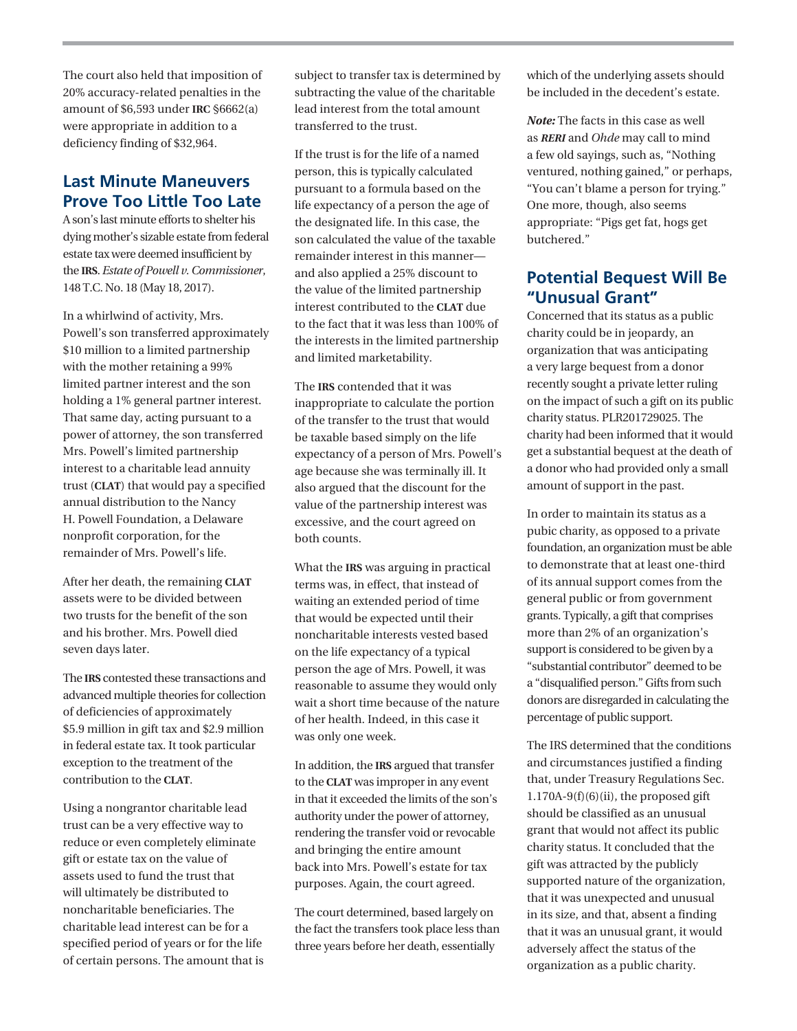The court also held that imposition of 20% accuracy-related penalties in the amount of $6,593 under **IRC** §6662(a) were appropriate in addition to a deficiency finding of $32,964.

## Last Minute Maneuvers Prove Too Little Too Late

A son's last minute efforts to shelter his dying mother's sizable estate from federal estate tax were deemed insufficient by the **IRS**. *Estate of Powell v. Commissioner*, 148 T.C. No. 18 (May 18, 2017).

In a whirlwind of activity, Mrs. Powell's son transferred approximately $10 million to a limited partnership with the mother retaining a 99% limited partner interest and the son holding a 1% general partner interest. That same day, acting pursuant to a power of attorney, the son transferred Mrs. Powell's limited partnership interest to a charitable lead annuity trust (**CLAT**) that would pay a specified annual distribution to the Nancy H. Powell Foundation, a Delaware nonprofit corporation, for the remainder of Mrs. Powell's life.

After her death, the remaining **CLAT** assets were to be divided between two trusts for the benefit of the son and his brother. Mrs. Powell died seven days later.

The **IRS** contested these transactions and advanced multiple theories for collection of deficiencies of approximately $5.9 million in gift tax and $2.9 million in federal estate tax. It took particular exception to the treatment of the contribution to the **CLAT**.

Using a nongrantor charitable lead trust can be a very effective way to reduce or even completely eliminate gift or estate tax on the value of assets used to fund the trust that will ultimately be distributed to noncharitable beneficiaries. The charitable lead interest can be for a specified period of years or for the life of certain persons. The amount that is subject to transfer tax is determined by subtracting the value of the charitable lead interest from the total amount transferred to the trust.

If the trust is for the life of a named person, this is typically calculated pursuant to a formula based on the life expectancy of a person the age of the designated life. In this case, the son calculated the value of the taxable remainder interest in this manner—and also applied a 25% discount to the value of the limited partnership interest contributed to the **CLAT** due to the fact that it was less than 100% of the interests in the limited partnership and limited marketability.

The **IRS** contended that it was inappropriate to calculate the portion of the transfer to the trust that would be taxable based simply on the life expectancy of a person of Mrs. Powell's age because she was terminally ill. It also argued that the discount for the value of the partnership interest was excessive, and the court agreed on both counts.

What the **IRS** was arguing in practical terms was, in effect, that instead of waiting an extended period of time that would be expected until their noncharitable interests vested based on the life expectancy of a typical person the age of Mrs. Powell, it was reasonable to assume they would only wait a short time because of the nature of her health. Indeed, in this case it was only one week.

In addition, the **IRS** argued that transfer to the **CLAT** was improper in any event in that it exceeded the limits of the son's authority under the power of attorney, rendering the transfer void or revocable and bringing the entire amount back into Mrs. Powell's estate for tax purposes. Again, the court agreed.

The court determined, based largely on the fact the transfers took place less than three years before her death, essentially which of the underlying assets should be included in the decedent's estate.

***Note:*** The facts in this case as well as ***RERI*** and *Ohde* may call to mind a few old sayings, such as, "Nothing ventured, nothing gained," or perhaps, "You can't blame a person for trying." One more, though, also seems appropriate: "Pigs get fat, hogs get butchered."

## Potential Bequest Will Be "Unusual Grant"

Concerned that its status as a public charity could be in jeopardy, an organization that was anticipating a very large bequest from a donor recently sought a private letter ruling on the impact of such a gift on its public charity status. PLR201729025. The charity had been informed that it would get a substantial bequest at the death of a donor who had provided only a small amount of support in the past.

In order to maintain its status as a pubic charity, as opposed to a private foundation, an organization must be able to demonstrate that at least one-third of its annual support comes from the general public or from government grants. Typically, a gift that comprises more than 2% of an organization's support is considered to be given by a "substantial contributor" deemed to be a "disqualified person." Gifts from such donors are disregarded in calculating the percentage of public support.

The IRS determined that the conditions and circumstances justified a finding that, under Treasury Regulations Sec. 1.170A-9(f)(6)(ii), the proposed gift should be classified as an unusual grant that would not affect its public charity status. It concluded that the gift was attracted by the publicly supported nature of the organization, that it was unexpected and unusual in its size, and that, absent a finding that it was an unusual grant, it would adversely affect the status of the organization as a public charity.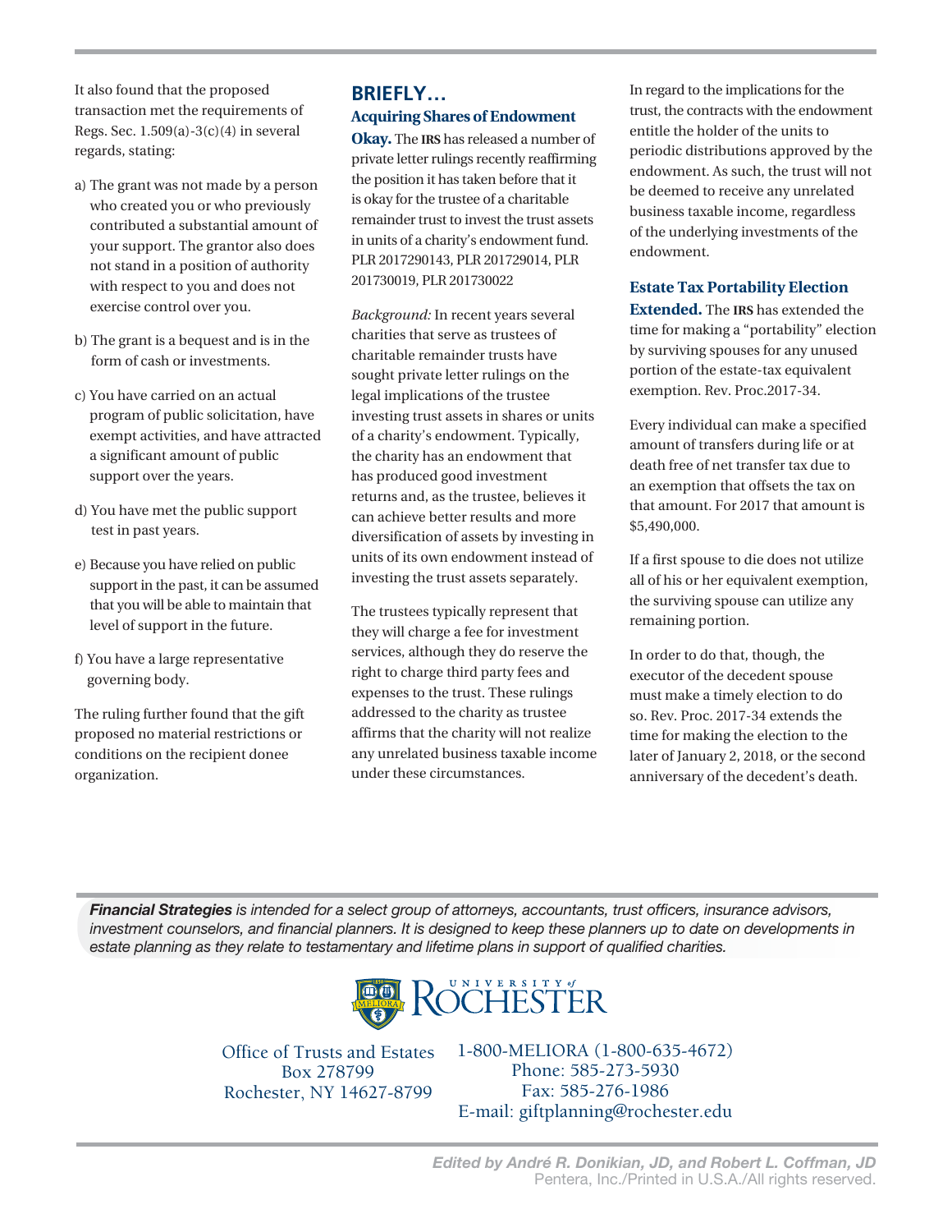It also found that the proposed transaction met the requirements of Regs. Sec. 1.509(a)-3(c)(4) in several regards, stating:

a) The grant was not made by a person who created you or who previously contributed a substantial amount of your support. The grantor also does not stand in a position of authority with respect to you and does not exercise control over you.

b) The grant is a bequest and is in the form of cash or investments.

c) You have carried on an actual program of public solicitation, have exempt activities, and have attracted a significant amount of public support over the years.

d) You have met the public support test in past years.

e) Because you have relied on public support in the past, it can be assumed that you will be able to maintain that level of support in the future.

f) You have a large representative governing body.

The ruling further found that the gift proposed no material restrictions or conditions on the recipient donee organization.

## BRIEFLY…

**Acquiring Shares of Endowment Okay.** The IRS has released a number of private letter rulings recently reaffirming the position it has taken before that it is okay for the trustee of a charitable remainder trust to invest the trust assets in units of a charity's endowment fund. PLR 2017290143, PLR 201729014, PLR 201730019, PLR 201730022

*Background:* In recent years several charities that serve as trustees of charitable remainder trusts have sought private letter rulings on the legal implications of the trustee investing trust assets in shares or units of a charity's endowment. Typically, the charity has an endowment that has produced good investment returns and, as the trustee, believes it can achieve better results and more diversification of assets by investing in units of its own endowment instead of investing the trust assets separately.

The trustees typically represent that they will charge a fee for investment services, although they do reserve the right to charge third party fees and expenses to the trust. These rulings addressed to the charity as trustee affirms that the charity will not realize any unrelated business taxable income under these circumstances.

In regard to the implications for the trust, the contracts with the endowment entitle the holder of the units to periodic distributions approved by the endowment. As such, the trust will not be deemed to receive any unrelated business taxable income, regardless of the underlying investments of the endowment.

**Estate Tax Portability Election Extended.** The IRS has extended the time for making a "portability" election by surviving spouses for any unused portion of the estate-tax equivalent exemption. Rev. Proc.2017-34.

Every individual can make a specified amount of transfers during life or at death free of net transfer tax due to an exemption that offsets the tax on that amount. For 2017 that amount is $5,490,000.

If a first spouse to die does not utilize all of his or her equivalent exemption, the surviving spouse can utilize any remaining portion.

In order to do that, though, the executor of the decedent spouse must make a timely election to do so. Rev. Proc. 2017-34 extends the time for making the election to the later of January 2, 2018, or the second anniversary of the decedent's death.

***Financial Strategies** is intended for a select group of attorneys, accountants, trust officers, insurance advisors, investment counselors, and financial planners. It is designed to keep these planners up to date on developments in estate planning as they relate to testamentary and lifetime plans in support of qualified charities.*

University of Rochester

Office of Trusts and Estates
Box 278799
Rochester, NY 14627-8799

1-800-MELIORA (1-800-635-4672)
Phone: 585-273-5930
Fax: 585-276-1986
E-mail: giftplanning@rochester.edu

*Edited by André R. Donikian, JD, and Robert L. Coffman, JD*
Pentera, Inc./Printed in U.S.A./All rights reserved.